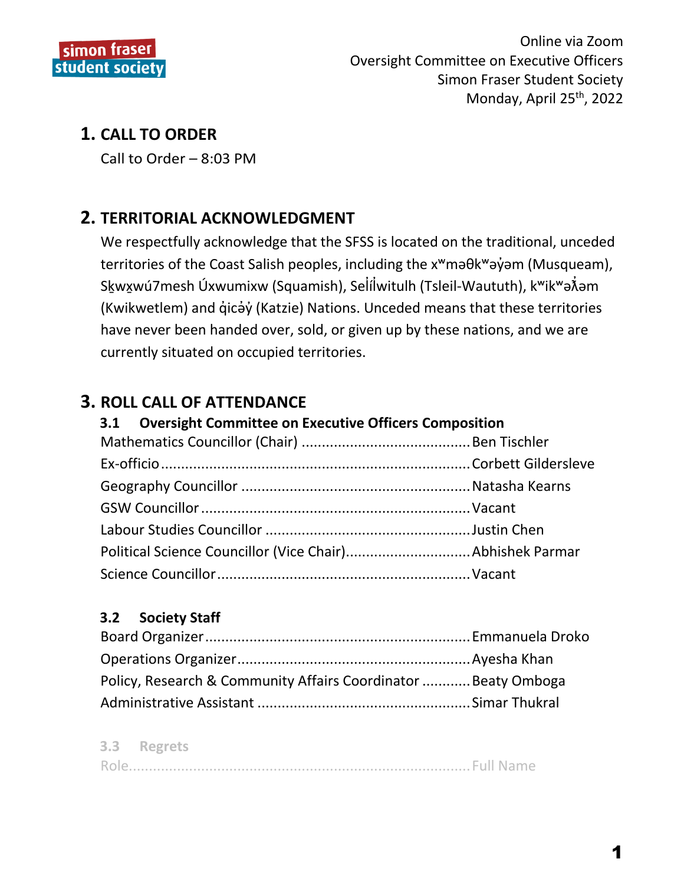Online via Zoom
Oversight Committee on Executive Officers
Simon Fraser Student Society
Monday, April 25th, 2022

# 1. CALL TO ORDER

Call to Order – 8:03 PM

# 2. TERRITORIAL ACKNOWLEDGMENT

We respectfully acknowledge that the SFSS is located on the traditional, unceded territories of the Coast Salish peoples, including the xʷməθkʷəy̓əm (Musqueam), Sḵwx̱wú7mesh Úxwumixw (Squamish), Sel̓íl̓witulh (Tsleil-Waututh), kʷikʷəƛ̓əm (Kwikwetlem) and q̓icə̓y̓ (Katzie) Nations. Unceded means that these territories have never been handed over, sold, or given up by these nations, and we are currently situated on occupied territories.

# 3. ROLL CALL OF ATTENDANCE

## 3.1 Oversight Committee on Executive Officers Composition

Mathematics Councillor (Chair) .......... Ben Tischler
Ex-officio .......... Corbett Gildersleve
Geography Councillor .......... Natasha Kearns
GSW Councillor .......... Vacant
Labour Studies Councillor .......... Justin Chen
Political Science Councillor (Vice Chair) .......... Abhishek Parmar
Science Councillor .......... Vacant

## 3.2 Society Staff

Board Organizer .......... Emmanuela Droko
Operations Organizer .......... Ayesha Khan
Policy, Research & Community Affairs Coordinator .......... Beaty Omboga
Administrative Assistant .......... Simar Thukral

## 3.3 Regrets

Role .......... Full Name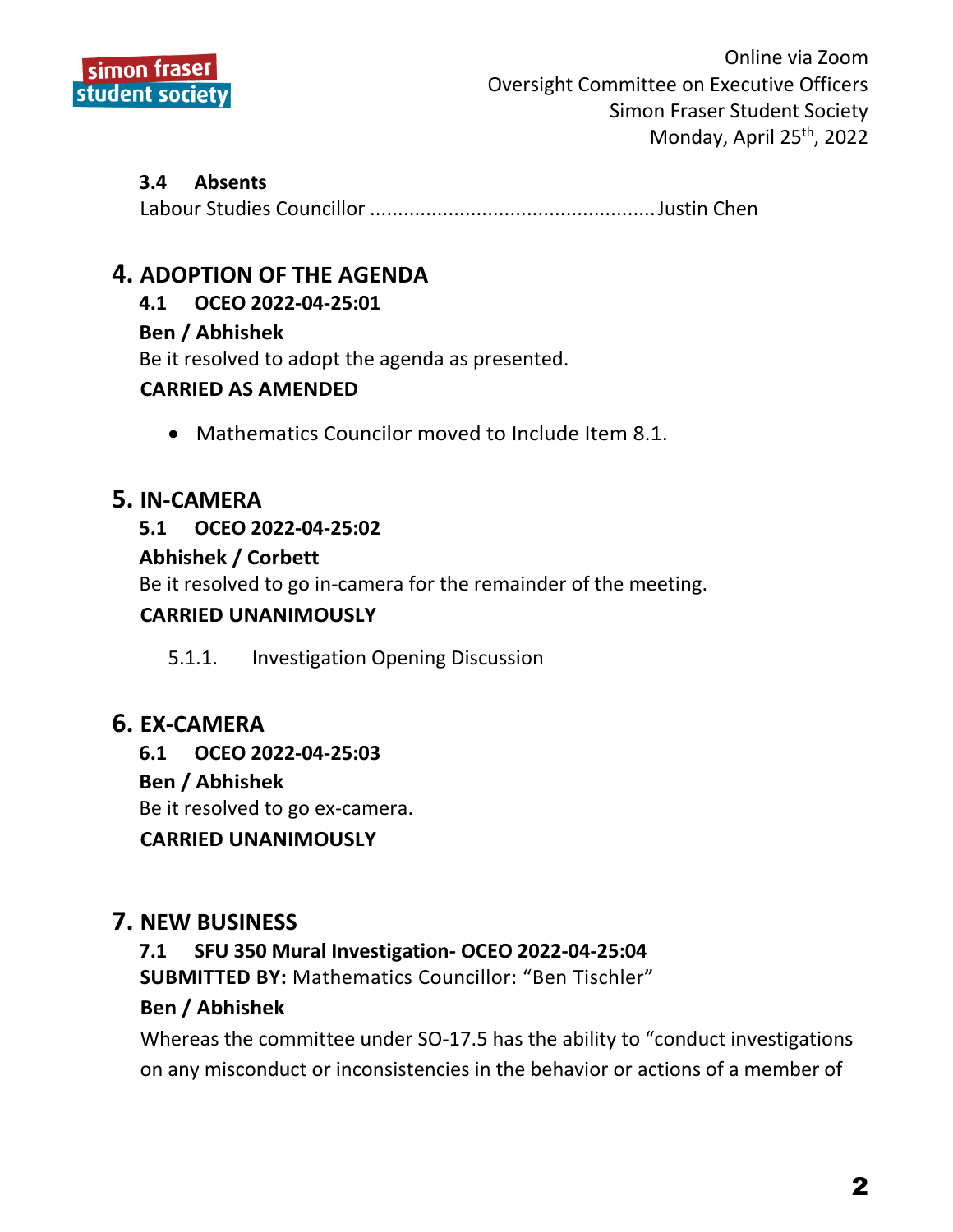### 3.4 Absents

Labour Studies Councillor ..................................................Justin Chen

## 4. ADOPTION OF THE AGENDA

### 4.1 OCEO 2022-04-25:01

**Ben / Abhishek**

Be it resolved to adopt the agenda as presented.

**CARRIED AS AMENDED**

- Mathematics Councilor moved to Include Item 8.1.

## 5. IN-CAMERA

### 5.1 OCEO 2022-04-25:02

**Abhishek / Corbett**

Be it resolved to go in-camera for the remainder of the meeting.

**CARRIED UNANIMOUSLY**

5.1.1. Investigation Opening Discussion

## 6. EX-CAMERA

### 6.1 OCEO 2022-04-25:03

**Ben / Abhishek**

Be it resolved to go ex-camera.

**CARRIED UNANIMOUSLY**

## 7. NEW BUSINESS

### 7.1 SFU 350 Mural Investigation- OCEO 2022-04-25:04

**SUBMITTED BY:** Mathematics Councillor: "Ben Tischler"

**Ben / Abhishek**

Whereas the committee under SO-17.5 has the ability to "conduct investigations on any misconduct or inconsistencies in the behavior or actions of a member of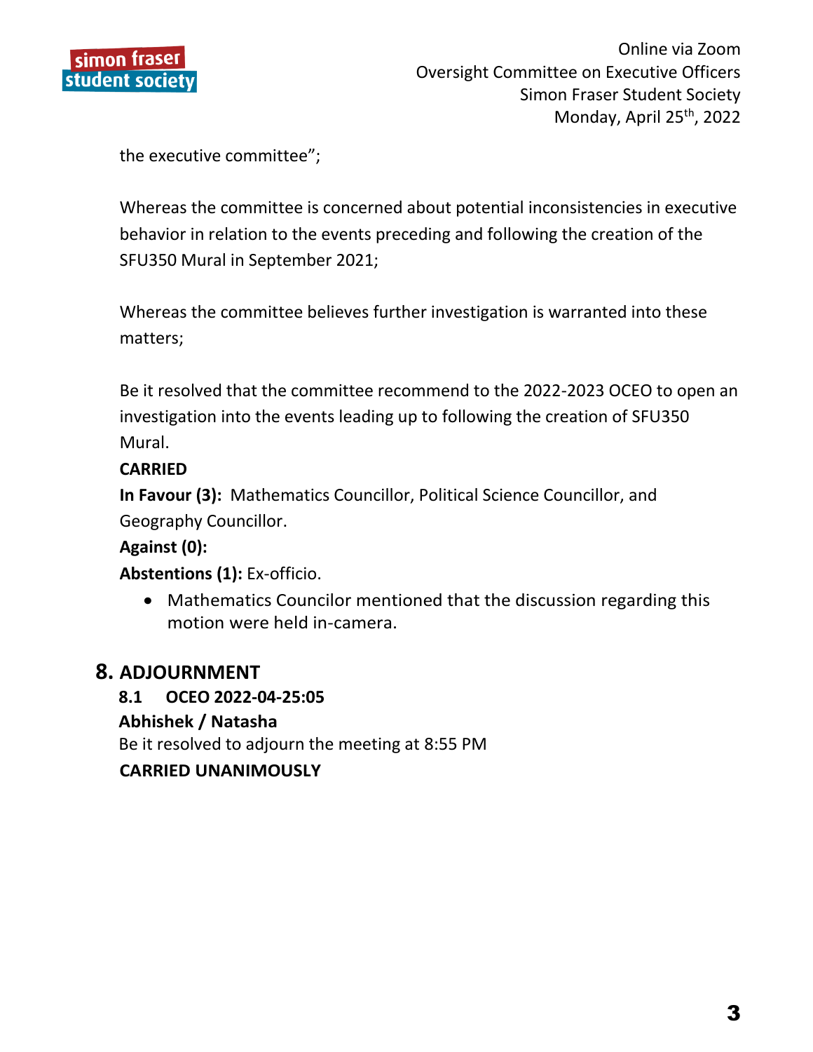the executive committee";

Whereas the committee is concerned about potential inconsistencies in executive behavior in relation to the events preceding and following the creation of the SFU350 Mural in September 2021;

Whereas the committee believes further investigation is warranted into these matters;

Be it resolved that the committee recommend to the 2022-2023 OCEO to open an investigation into the events leading up to following the creation of SFU350 Mural.

**CARRIED**

**In Favour (3):** Mathematics Councillor, Political Science Councillor, and Geography Councillor.

**Against (0):**

**Abstentions (1):** Ex-officio.

- Mathematics Councilor mentioned that the discussion regarding this motion were held in-camera.

## 8. ADJOURNMENT

**8.1 OCEO 2022-04-25:05**

**Abhishek / Natasha**

Be it resolved to adjourn the meeting at 8:55 PM

**CARRIED UNANIMOUSLY**